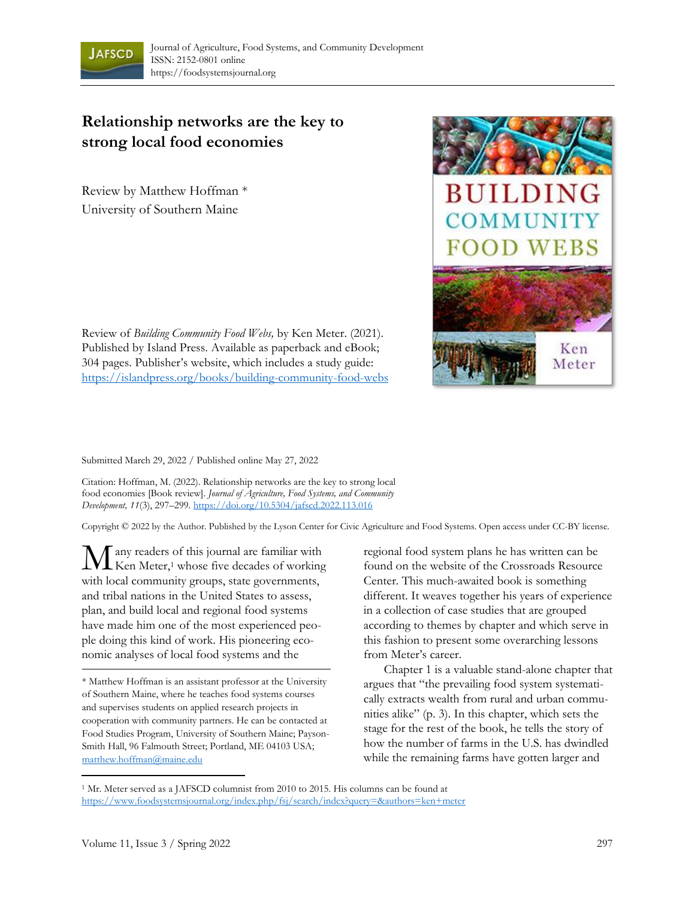Journal of Agriculture, Food Systems, and Community Development
ISSN: 2152-0801 online
https://foodsystemsjournal.org

# Relationship networks are the key to strong local food economies

Review by Matthew Hoffman *
University of Southern Maine

Review of *Building Community Food Webs,* by Ken Meter. (2021). Published by Island Press. Available as paperback and eBook; 304 pages. Publisher's website, which includes a study guide: https://islandpress.org/books/building-community-food-webs

Submitted March 29, 2022 / Published online May 27, 2022

Citation: Hoffman, M. (2022). Relationship networks are the key to strong local food economies [Book review]. *Journal of Agriculture, Food Systems, and Community Development, 11*(3), 297–299. https://doi.org/10.5304/jafscd.2022.113.016

Copyright © 2022 by the Author. Published by the Lyson Center for Civic Agriculture and Food Systems. Open access under CC-BY license.

Many readers of this journal are familiar with Ken Meter,[1] whose five decades of working with local community groups, state governments, and tribal nations in the United States to assess, plan, and build local and regional food systems have made him one of the most experienced people doing this kind of work. His pioneering economic analyses of local food systems and the regional food system plans he has written can be found on the website of the Crossroads Resource Center. This much-awaited book is something different. It weaves together his years of experience in a collection of case studies that are grouped according to themes by chapter and which serve in this fashion to present some overarching lessons from Meter's career.

Chapter 1 is a valuable stand-alone chapter that argues that "the prevailing food system systematically extracts wealth from rural and urban communities alike" (p. 3). In this chapter, which sets the stage for the rest of the book, he tells the story of how the number of farms in the U.S. has dwindled while the remaining farms have gotten larger and

\* Matthew Hoffman is an assistant professor at the University of Southern Maine, where he teaches food systems courses and supervises students on applied research projects in cooperation with community partners. He can be contacted at Food Studies Program, University of Southern Maine; Payson-Smith Hall, 96 Falmouth Street; Portland, ME 04103 USA; matthew.hoffman@maine.edu

[1] Mr. Meter served as a JAFSCD columnist from 2010 to 2015. His columns can be found at https://www.foodsystemsjournal.org/index.php/fsj/search/index?query=&authors=ken+meter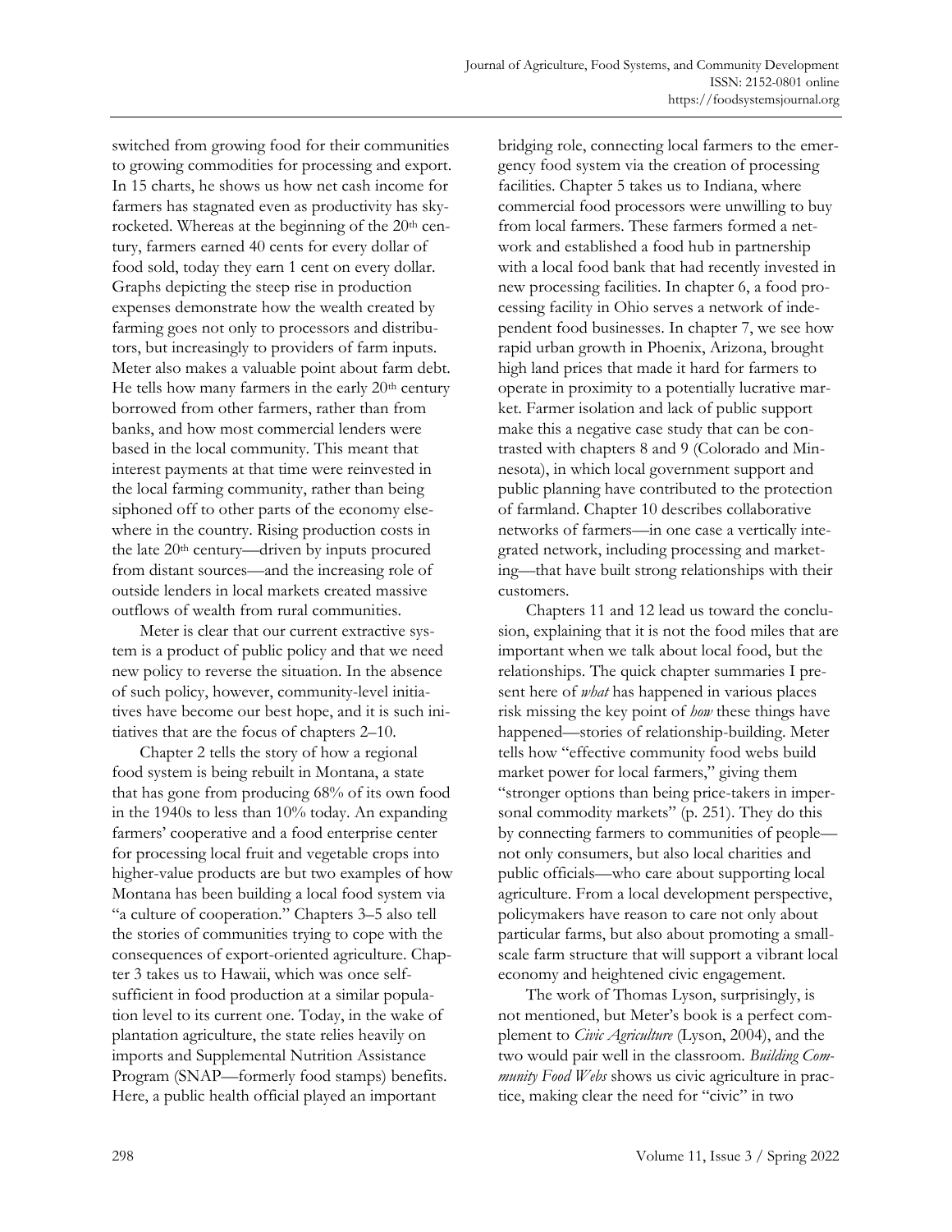switched from growing food for their communities to growing commodities for processing and export. In 15 charts, he shows us how net cash income for farmers has stagnated even as productivity has skyrocketed. Whereas at the beginning of the 20th century, farmers earned 40 cents for every dollar of food sold, today they earn 1 cent on every dollar. Graphs depicting the steep rise in production expenses demonstrate how the wealth created by farming goes not only to processors and distributors, but increasingly to providers of farm inputs. Meter also makes a valuable point about farm debt. He tells how many farmers in the early 20th century borrowed from other farmers, rather than from banks, and how most commercial lenders were based in the local community. This meant that interest payments at that time were reinvested in the local farming community, rather than being siphoned off to other parts of the economy elsewhere in the country. Rising production costs in the late 20th century—driven by inputs procured from distant sources—and the increasing role of outside lenders in local markets created massive outflows of wealth from rural communities.

Meter is clear that our current extractive system is a product of public policy and that we need new policy to reverse the situation. In the absence of such policy, however, community-level initiatives have become our best hope, and it is such initiatives that are the focus of chapters 2–10.

Chapter 2 tells the story of how a regional food system is being rebuilt in Montana, a state that has gone from producing 68% of its own food in the 1940s to less than 10% today. An expanding farmers' cooperative and a food enterprise center for processing local fruit and vegetable crops into higher-value products are but two examples of how Montana has been building a local food system via "a culture of cooperation." Chapters 3–5 also tell the stories of communities trying to cope with the consequences of export-oriented agriculture. Chapter 3 takes us to Hawaii, which was once self-sufficient in food production at a similar population level to its current one. Today, in the wake of plantation agriculture, the state relies heavily on imports and Supplemental Nutrition Assistance Program (SNAP—formerly food stamps) benefits. Here, a public health official played an important bridging role, connecting local farmers to the emergency food system via the creation of processing facilities. Chapter 5 takes us to Indiana, where commercial food processors were unwilling to buy from local farmers. These farmers formed a network and established a food hub in partnership with a local food bank that had recently invested in new processing facilities. In chapter 6, a food processing facility in Ohio serves a network of independent food businesses. In chapter 7, we see how rapid urban growth in Phoenix, Arizona, brought high land prices that made it hard for farmers to operate in proximity to a potentially lucrative market. Farmer isolation and lack of public support make this a negative case study that can be contrasted with chapters 8 and 9 (Colorado and Minnesota), in which local government support and public planning have contributed to the protection of farmland. Chapter 10 describes collaborative networks of farmers—in one case a vertically integrated network, including processing and marketing—that have built strong relationships with their customers.

Chapters 11 and 12 lead us toward the conclusion, explaining that it is not the food miles that are important when we talk about local food, but the relationships. The quick chapter summaries I present here of *what* has happened in various places risk missing the key point of *how* these things have happened—stories of relationship-building. Meter tells how "effective community food webs build market power for local farmers," giving them "stronger options than being price-takers in impersonal commodity markets" (p. 251). They do this by connecting farmers to communities of people—not only consumers, but also local charities and public officials—who care about supporting local agriculture. From a local development perspective, policymakers have reason to care not only about particular farms, but also about promoting a small-scale farm structure that will support a vibrant local economy and heightened civic engagement.

The work of Thomas Lyson, surprisingly, is not mentioned, but Meter's book is a perfect complement to *Civic Agriculture* (Lyson, 2004), and the two would pair well in the classroom. *Building Community Food Webs* shows us civic agriculture in practice, making clear the need for "civic" in two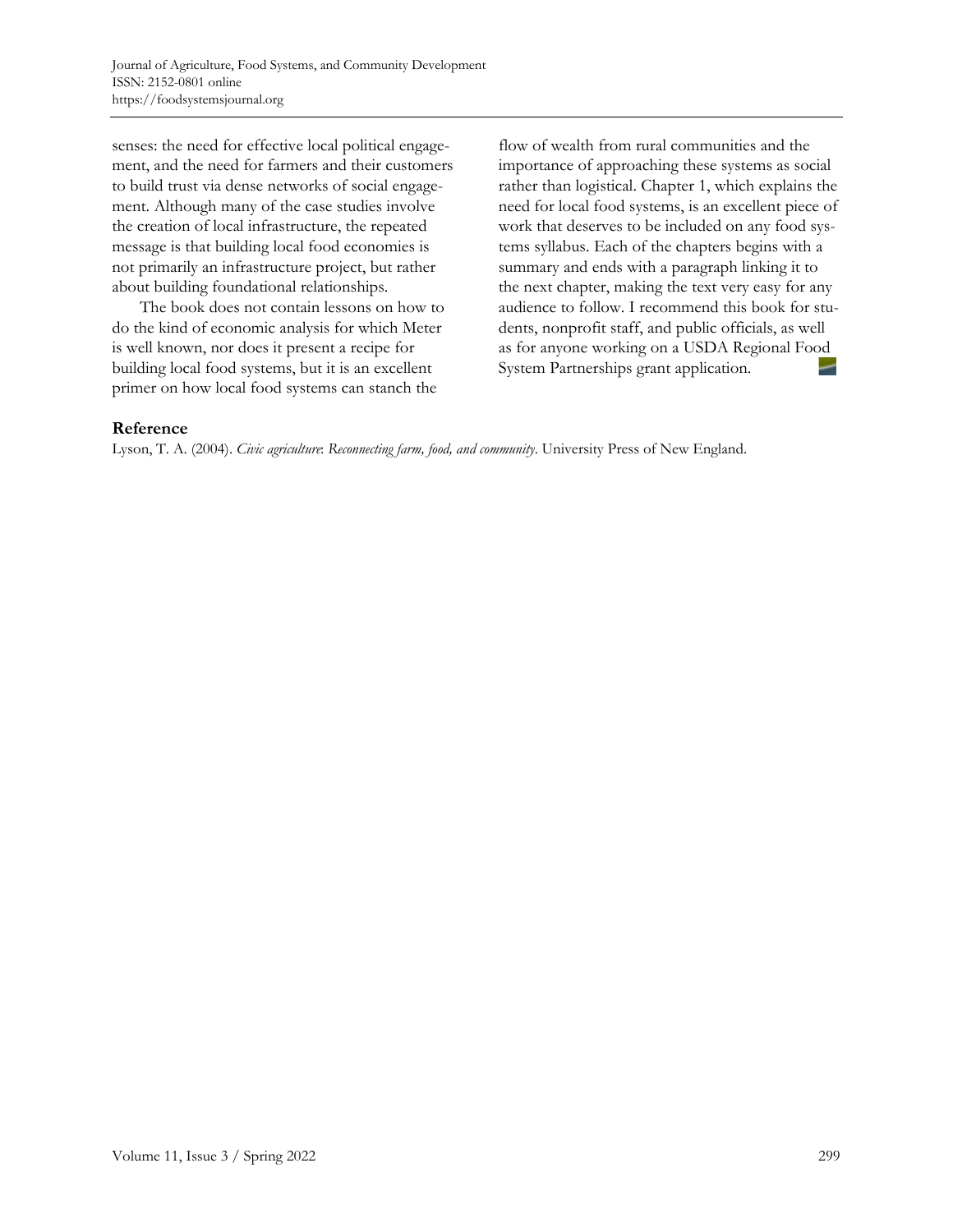senses: the need for effective local political engagement, and the need for farmers and their customers to build trust via dense networks of social engagement. Although many of the case studies involve the creation of local infrastructure, the repeated message is that building local food economies is not primarily an infrastructure project, but rather about building foundational relationships.

The book does not contain lessons on how to do the kind of economic analysis for which Meter is well known, nor does it present a recipe for building local food systems, but it is an excellent primer on how local food systems can stanch the flow of wealth from rural communities and the importance of approaching these systems as social rather than logistical. Chapter 1, which explains the need for local food systems, is an excellent piece of work that deserves to be included on any food systems syllabus. Each of the chapters begins with a summary and ends with a paragraph linking it to the next chapter, making the text very easy for any audience to follow. I recommend this book for students, nonprofit staff, and public officials, as well as for anyone working on a USDA Regional Food System Partnerships grant application.

## Reference

Lyson, T. A. (2004). *Civic agriculture: Reconnecting farm, food, and community*. University Press of New England.